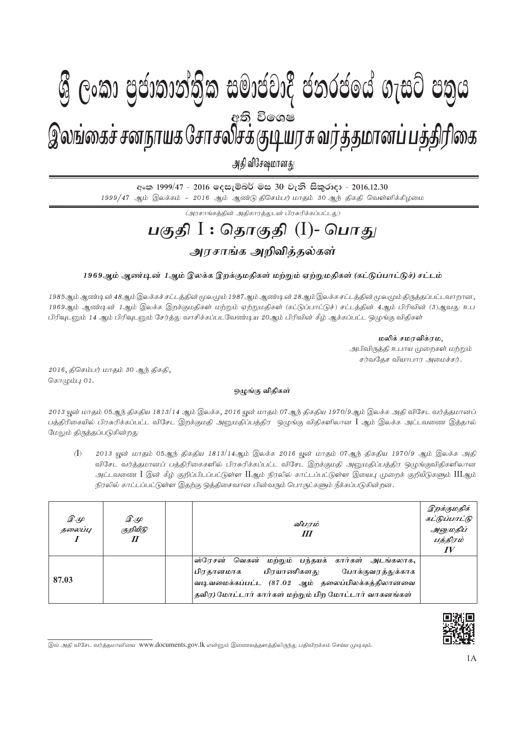# ශ්‍රී ලංකා ප්‍රජාතාන්ත්‍රික සමාජවාදී ජනරජයේ ගැසට් පත්‍රය

අති විශෙෂ

# இலங்கைச் சனநாயக சோசலிசக் குடியரசு வர்த்தமானப் பத்திரிகை

அதி விசேஷமானது

අංක 1999/47 - 2016 දෙසැම්බර් මස 30 වැනි සිකුරාදා - 2016.12.30

*1999/47 ஆம் இலக்கம் - 2016 ஆம் ஆண்டு திசெம்பர் மாதம் 30 ஆந் திகதி வெள்ளிக்கிழமை*

*(அரசாங்கத்தின் அதிகாரத்துடன் பிரசுரிக்கப்பட்டது)*

## பகுதி I : தொகுதி (I)- பொது

### அரசாங்க அறிவித்தல்கள்

**1969ஆம் ஆண்டின் 1ஆம் இலக்க இறக்குமதிகள் மற்றும் ஏற்றுமதிகள் (கட்டுப்பாட்டுச்) சட்டம்**

*1985ஆம் ஆண்டின் 48ஆம் இலக்கச் சட்டத்தின் மூலமும் 1987ஆம் ஆண்டின் 28ஆம் இலக்க சட்டத்தின் மூலமும் திருத்தப்பட்டவாறான, 1969ஆம் ஆண்டின் 1ஆம் இலக்க இறக்குமதிகள் மற்றும் ஏற்றுமதிகள் (கட்டுப்பாட்டுச்) சட்டத்தின் 4ஆம் பிரிவின் (3)ஆவது உப பிரிவுடனும் 14 ஆம் பிரிவுடனும் சேர்த்து வாசிக்கப்படவேண்டிய 20ஆம் பிரிவின் கீழ் ஆக்கப்பட்ட ஒழுங்கு விதிகள்*

**மலிக் சமரவிக்ரம,**
*அபிவிருத்தி உபாய முறைகள் மற்றும் சர்வதேச வியாபார அமைச்சர்.*

*2016, திசெம்பர் மாதம் 30 ஆந் திகதி,*
*கொழும்பு 01.*

**ஒழுங்கு விதிகள்**

*2013 யுன் மாதம் 05ஆந் திகதிய 1813/14 ஆம் இலக்க, 2016 யுன் மாதம் 07ஆந் திகதிய 1970/9ஆம் இலக்க அதி விசேட வர்த்தமானப் பத்திரிகையில் பிரசுரிக்கப்பட்ட விசேட இறக்குமதி அனுமதிப்பத்திர ஒழுங்கு விதிகளிலான I ஆம் இலக்க அட்டவணை இத்தால் மேலும் திருத்தப்படுகின்றது*

(I) *2013 யுன் மாதம் 05ஆந் திகதிய 1813/14ஆம் இலக்க 2016 யுன் மாதம் 07ஆந் திகதிய 1970/9 ஆம் இலக்க அதி விசேட வர்த்தமானப் பத்திரிகைகளில் பிரசுரிக்கப்பட்ட விசேட இறக்குமதி அனுமதிப்பத்திர ஒழுங்குவிதிகளிலான அட்டவணை I இன் கீழ் குறிப்பிடப்பட்டுள்ள IIஆம் நிரலில் காட்டப்பட்டுள்ள இயைபு முறைக் குறியீடுகளும் IIIஆம் நிரலில் காட்டப்பட்டுள்ள இதற்கு ஒத்திசைவான பின்வரும் பொருட்களும் நீக்கப்படுகின்றன.*

| இ.மு தலைப்பு I | இ.மு குறியீடு II | | விபரம் III | இறக்குமதிக் கட்டுப்பாட்டு அனுமதிப் பத்திரம் IV |
|---|---|---|---|---|
| 87.03 | | | ஸ்ரேசன் வெகன் மற்றும் பந்தயக் கார்கள் அடங்கலாக, பிரதானமாக பிரயாணிகளது போக்குவரத்துக்காக வடிவமைக்கப்பட்ட (87.02 ஆம் தலைப்பிலக்கத்திலானவை தவிர) மோட்டார் கார்கள் மற்றும் பிற மோட்டார் வாகனங்கள் | |

இவ் அதி விசேட வர்த்தமானியை www.documents.gov.lk என்னும் இணையத்தளத்திலிருந்து பதிவிறக்கம் செய்ய முடியும்.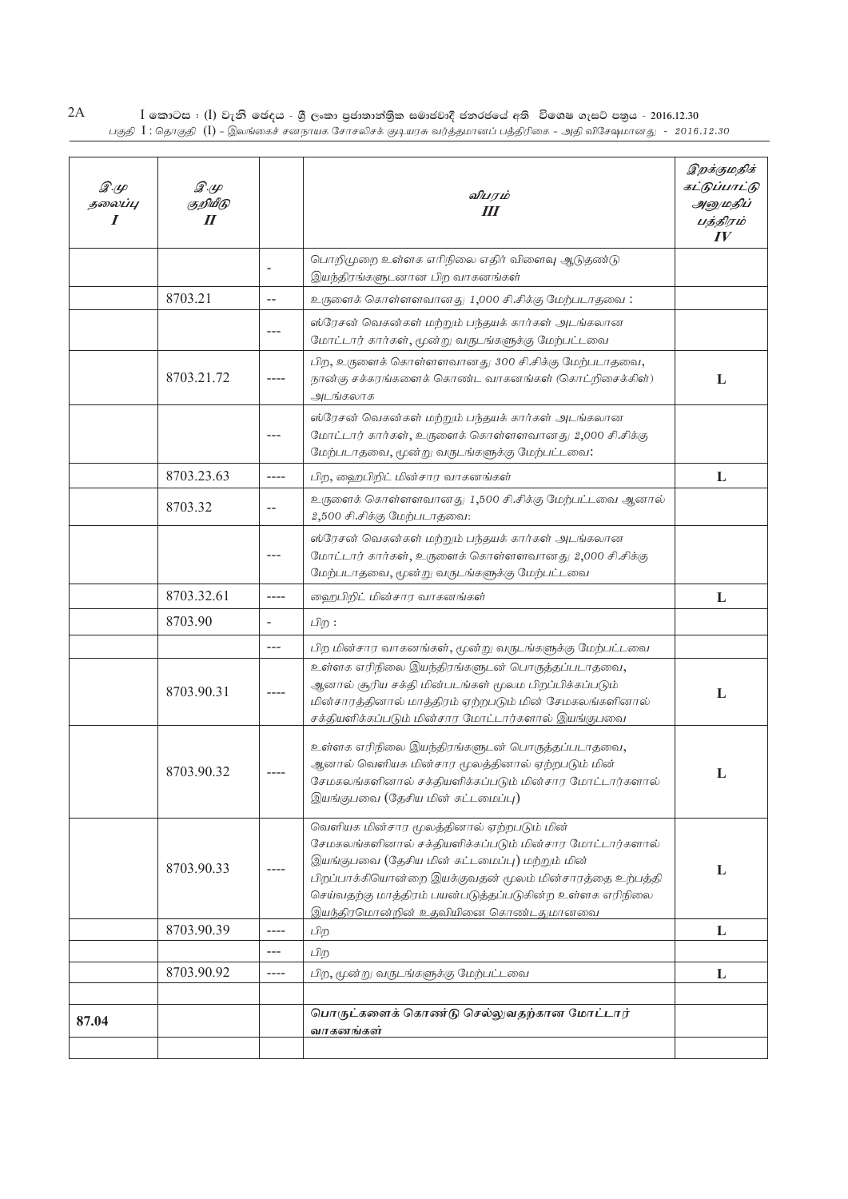| இ.மு தலைப்பு I | இ.மு குறியீடு II | | விபரம் III | இறக்குமதிக் கட்டுப்பாட்டு அனுமதிப் பத்திரம் IV |
|---|---|---|---|---|
| | | - | பொறிமுறை உள்ளக எரிநிலை எதிர் விளைவு ஆடுதண்டு இயந்திரங்களுடனான பிற வாகனங்கள் | |
| | 8703.21 | -- | உருளைக் கொள்ளளவானது 1,000 சி.சிக்கு மேற்படாதவை : | |
| | | --- | ஸ்ரேசன் வெகன்கள் மற்றும் பந்தயக் கார்கள் அடங்கலான மோட்டார் கார்கள், மூன்று வருடங்களுக்கு மேற்பட்டவை | |
| | 8703.21.72 | ---- | பிற, உருளைக் கொள்ளளவானது 300 சி.சிக்கு மேற்படாதவை, நான்கு சக்கரங்களைக் கொண்ட வாகனங்கள் (கொட்றிசைக்கிள்) அடங்கலாக | L |
| | | --- | ஸ்ரேசன் வெகன்கள் மற்றும் பந்தயக் கார்கள் அடங்கலான மோட்டார் கார்கள், உருளைக் கொள்ளளவானது 2,000 சி.சிக்கு மேற்படாதவை, மூன்று வருடங்களுக்கு மேற்பட்டவை: | |
| | 8703.23.63 | ---- | பிற, ஹைபிறிட் மின்சார வாகனங்கள் | L |
| | 8703.32 | -- | உருளைக் கொள்ளளவானது 1,500 சி.சிக்கு மேற்பட்டவை ஆனால் 2,500 சி.சிக்கு மேற்படாதவை: | |
| | | --- | ஸ்ரேசன் வெகன்கள் மற்றும் பந்தயக் கார்கள் அடங்கலான மோட்டார் கார்கள், உருளைக் கொள்ளளவானது 2,000 சி.சிக்கு மேற்படாதவை, மூன்று வருடங்களுக்கு மேற்பட்டவை | |
| | 8703.32.61 | ---- | ஹைபிறிட் மின்சார வாகனங்கள் | L |
| | 8703.90 | - | பிற : | |
| | | --- | பிற மின்சார வாகனங்கள், மூன்று வருடங்களுக்கு மேற்பட்டவை | |
| | 8703.90.31 | ---- | உள்ளக எரிநிலை இயந்திரங்களுடன் பொருத்தப்படாதவை, ஆனால் சூரிய சக்தி மின்படங்கள் மூலம் பிறப்பிக்கப்படும் மின்சாரத்தினால் மாத்திரம் ஏற்றப்படும் மின் சேமகலங்களினால் சக்தியளிக்கப்படும் மின்சார மோட்டார்களால் இயங்குபவை | L |
| | 8703.90.32 | ---- | உள்ளக எரிநிலை இயந்திரங்களுடன் பொருத்தப்படாதவை, ஆனால் வெளியக மின்சார மூலத்தினால் ஏற்றப்படும் மின் சேமகலங்களினால் சக்தியளிக்கப்படும் மின்சார மோட்டார்களால் இயங்குபவை (தேசிய மின் கட்டமைப்பு) | L |
| | 8703.90.33 | ---- | வெளியக மின்சார மூலத்தினால் ஏற்றப்படும் மின் சேமகலங்களினால் சக்தியளிக்கப்படும் மின்சார மோட்டார்களால் இயங்குபவை (தேசிய மின் கட்டமைப்பு) மற்றும் மின் பிறப்பாக்கியொன்றை இயக்குவதன் மூலம் மின்சாரத்தை உற்பத்தி செய்வதற்கு மாத்திரம் பயன்படுத்தப்படுகின்ற உள்ளக எரிநிலை இயந்திரமொன்றின் உதவியினை கொண்டதுமானவை | L |
| | 8703.90.39 | ---- | பிற | L |
| | | --- | பிற | |
| | 8703.90.92 | ---- | பிற, மூன்று வருடங்களுக்கு மேற்பட்டவை | L |
| | | | | |
| **87.04** | | | **பொருட்களைக் கொண்டு செல்லுவதற்கான மோட்டார் வாகனங்கள்** | |
| | | | | |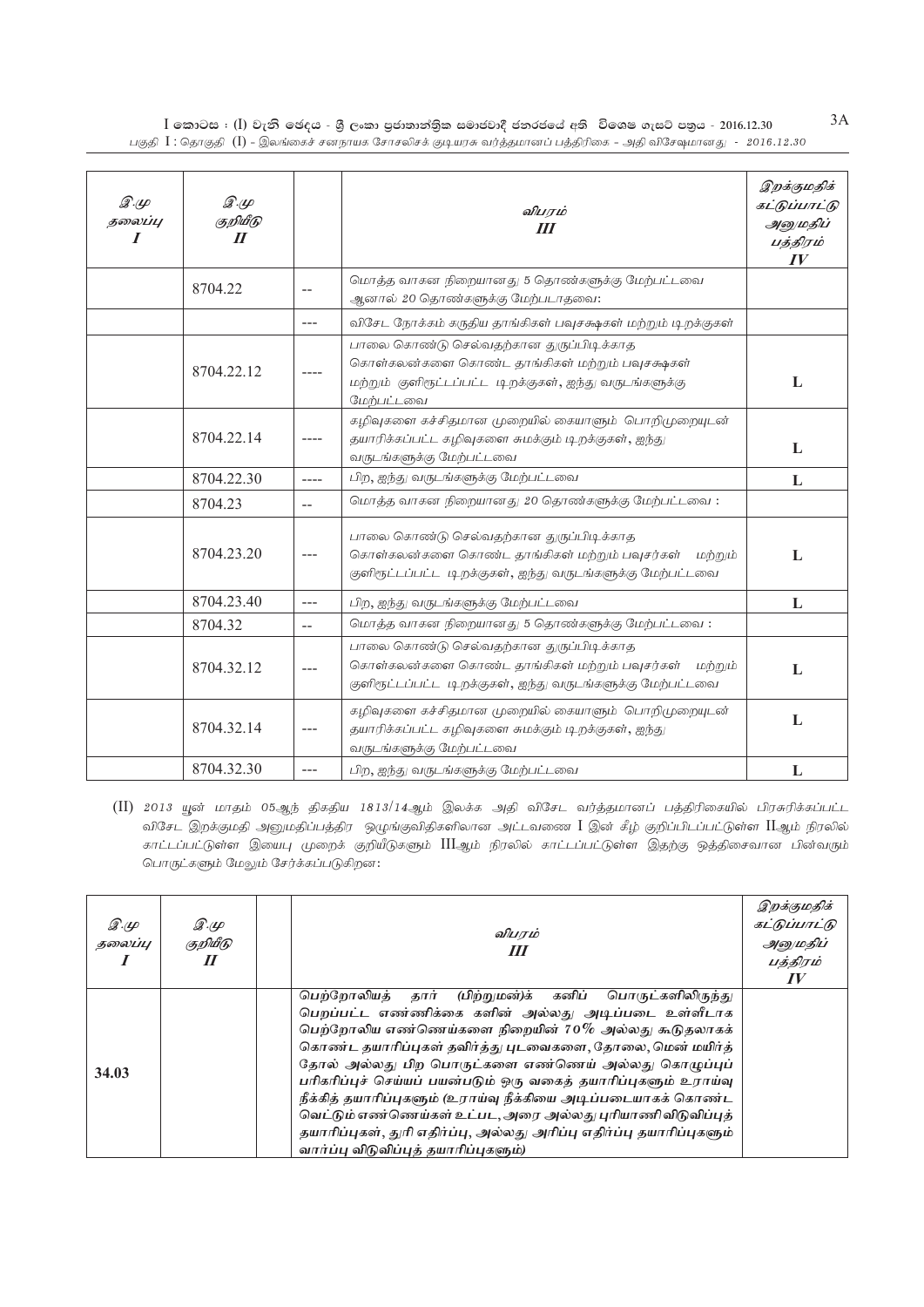| இ.மு தலைப்பு I | இ.மு குறியீடு II | | விபரம் III | இறக்குமதிக் கட்டுப்பாட்டு அனுமதிப் பத்திரம் IV |
|---|---|---|---|---|
| | 8704.22 | -- | மொத்த வாகன நிறையானது 5 தொண்களுக்கு மேற்பட்டவை ஆனால் 20 தொண்களுக்கு மேற்படாதவை: | |
| | | --- | விசேட நோக்கம் கருதிய தாங்கிகள் பவுசக்ஷகள் மற்றும் டிறக்குகள் | |
| | 8704.22.12 | ---- | பாலை கொண்டு செல்வதற்கான துருப்பிடிக்காத கொள்கலன்களை கொண்ட தாங்கிகள் மற்றும் பவுசக்ஷகள் மற்றும் குளிரூட்டப்பட்ட டிறக்குகள், ஐந்து வருடங்களுக்கு மேற்பட்டவை | L |
| | 8704.22.14 | ---- | கழிவுகளை கச்சிதமான முறையில் கையாளும் பொறிமுறையுடன் தயாரிக்கப்பட்ட கழிவுகளை சுமக்கும் டிறக்குகள், ஐந்து வருடங்களுக்கு மேற்பட்டவை | L |
| | 8704.22.30 | ---- | பிற, ஐந்து வருடங்களுக்கு மேற்பட்டவை | L |
| | 8704.23 | -- | மொத்த வாகன நிறையானது 20 தொண்களுக்கு மேற்பட்டவை : | |
| | 8704.23.20 | --- | பாலை கொண்டு செல்வதற்கான துருப்பிடிக்காத கொள்கலன்களை கொண்ட தாங்கிகள் மற்றும் பவுசர்கள் மற்றும் குளிரூட்டப்பட்ட டிறக்குகள், ஐந்து வருடங்களுக்கு மேற்பட்டவை | L |
| | 8704.23.40 | --- | பிற, ஐந்து வருடங்களுக்கு மேற்பட்டவை | L |
| | 8704.32 | -- | மொத்த வாகன நிறையானது 5 தொண்களுக்கு மேற்பட்டவை : | |
| | 8704.32.12 | --- | பாலை கொண்டு செல்வதற்கான துருப்பிடிக்காத கொள்கலன்களை கொண்ட தாங்கிகள் மற்றும் பவுசர்கள் மற்றும் குளிரூட்டப்பட்ட டிறக்குகள், ஐந்து வருடங்களுக்கு மேற்பட்டவை | L |
| | 8704.32.14 | --- | கழிவுகளை கச்சிதமான முறையில் கையாளும் பொறிமுறையுடன் தயாரிக்கப்பட்ட கழிவுகளை சுமக்கும் டிறக்குகள், ஐந்து வருடங்களுக்கு மேற்பட்டவை | L |
| | 8704.32.30 | --- | பிற, ஐந்து வருடங்களுக்கு மேற்பட்டவை | L |

(II) *2013 யூன் மாதம் 05ஆந் திகதிய 1813/14ஆம் இலக்க அதி விசேட வர்த்தமானப் பத்திரிகையில் பிரசுரிக்கப்பட்ட விசேட இறக்குமதி அனுமதிப்பத்திர ஒழுங்குவிதிகளிலான அட்டவணை I இன் கீழ் குறிப்பிடப்பட்டுள்ள IIஆம் நிரலில் காட்டப்பட்டுள்ள இயைபு முறைக் குறியீடுகளும் IIIஆம் நிரலில் காட்டப்பட்டுள்ள இதற்கு ஒத்திசைவான பின்வரும் பொருட்களும் மேலும் சேர்க்கப்படுகிறன:*

| இ.மு தலைப்பு I | இ.மு குறியீடு II | | விபரம் III | இறக்குமதிக் கட்டுப்பாட்டு அனுமதிப் பத்திரம் IV |
|---|---|---|---|---|
| **34.03** | | | **பெற்றோலியத் தார் (பிற்றுமன்)க் கனிப் பொருட்களிலிருந்து பெறப்பட்ட எண்ணிக்கை களின் அல்லது அடிப்படை உள்ளீடாக பெற்றோலிய எண்ணெய்களை நிறையின் 70% அல்லது கூடுதலாகக் கொண்ட தயாரிப்புகள் தவிர்த்து புடவைகளை, தோலை, மென் மயிர்த் தோல் அல்லது பிற பொருட்களை எண்ணெய் அல்லது கொழுப்புப் பரிகரிப்புச் செய்யப் பயன்படும் ஒரு வகைத் தயாரிப்புகளும் உராய்வு நீக்கித் தயாரிப்புகளும் (உராய்வு நீக்கியை அடிப்படையாகக் கொண்ட வெட்டும் எண்ணெய்கள் உட்பட, அரை அல்லது புரியாணி விடுவிப்புத் தயாரிப்புகள், துரி எதிர்ப்பு, அல்லது அரிப்பு எதிர்ப்பு தயாரிப்புகளும் வார்ப்பு விடுவிப்புத் தயாரிப்புகளும்)** | |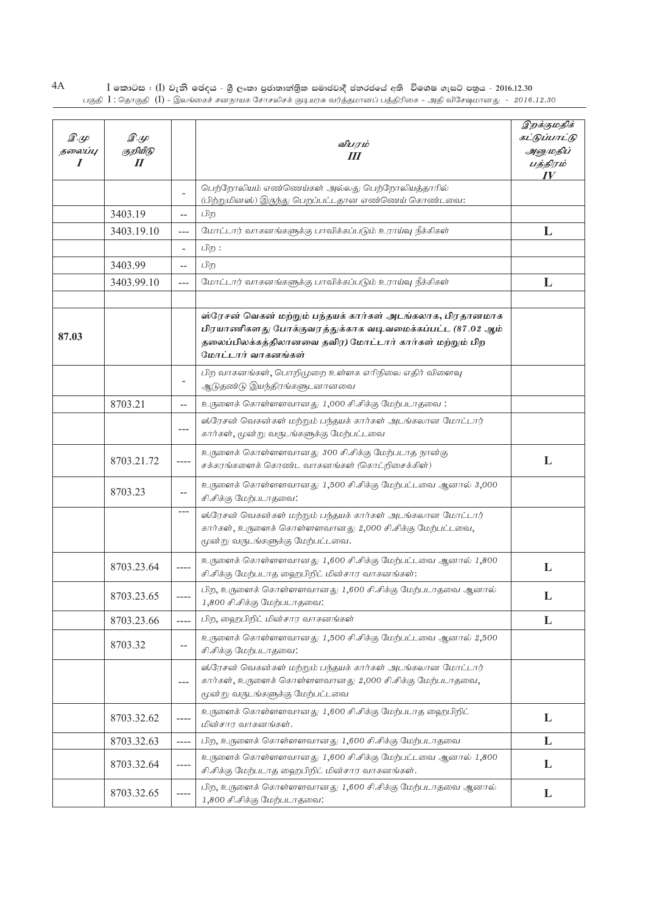| இ.மு தலைப்பு I | இ.மு குறியீடு II | | விபரம் III | இறக்குமதிக் கட்டுப்பாட்டு அனுமதிப் பத்திரம் IV |
|---|---|---|---|---|
| | | - | பெற்றோலியம் எண்ணெய்கள் அல்லது பெற்றோலியத்தாரில் (பிற்றுமினஸ்) இருந்து பெறப்பட்டதான எண்ணெய் கொண்டவை: | |
| | 3403.19 | -- | பிற | |
| | 3403.19.10 | --- | மோட்டார் வாகனங்களுக்கு பாவிக்கப்படும் உராய்வு நீக்கிகள் | L |
| | | - | பிற : | |
| | 3403.99 | -- | பிற | |
| | 3403.99.10 | --- | மோட்டார் வாகனங்களுக்கு பாவிக்கப்படும் உராய்வு நீக்கிகள் | L |
| | | | | |
| 87.03 | | | **ஸ்ரேசன் வெகன் மற்றும் பந்தயக் கார்கள் அடங்கலாக, பிரதானமாக பிரயாணிகளது போக்குவரத்துக்காக வடிவமைக்கப்பட்ட (87.02 ஆம் தலைப்பிலக்கத்திலானவை தவிர) மோட்டார் கார்கள் மற்றும் பிற மோட்டார் வாகனங்கள்** | |
| | | - | பிற வாகனங்கள், பொறிமுறை உள்ளக எரிநிலை எதிர் விளைவு ஆடுதண்டு இயந்திரங்களுடனானவை | |
| | 8703.21 | -- | உருளைக் கொள்ளளவானது 1,000 சி.சிக்கு மேற்படாதவை : | |
| | | --- | ஸ்ரேசன் வெகன்கள் மற்றும் பந்தயக் கார்கள் அடங்கலான மோட்டார் கார்கள், மூன்று வருடங்களுக்கு மேற்பட்டவை | |
| | 8703.21.72 | ---- | உருளைக் கொள்ளளவானது 300 சி.சிக்கு மேற்படாத நான்கு சக்கரங்களைக் கொண்ட வாகனங்கள் (கொட்றிசைக்கிள்) | L |
| | 8703.23 | -- | உருளைக் கொள்ளளவானது 1,500 சி.சிக்கு மேற்பட்டவை ஆனால் 3,000 சி.சிக்கு மேற்படாதவை: | |
| | | --- | ஸ்ரேசன் வெகன்கள் மற்றும் பந்தயக் கார்கள் அடங்கலான மோட்டார் கார்கள், உருளைக் கொள்ளளவானது 2,000 சி.சிக்கு மேற்பட்டவை, மூன்று வருடங்களுக்கு மேற்பட்டவை. | |
| | 8703.23.64 | ---- | உருளைக் கொள்ளளவானது 1,600 சி.சிக்கு மேற்பட்டவை ஆனால் 1,800 சி.சிக்கு மேற்படாத ஹைபிறிட் மின்சார வாகனங்கள்: | L |
| | 8703.23.65 | ---- | பிற, உருளைக் கொள்ளளவானது 1,600 சி.சிக்கு மேற்படாதவை ஆனால் 1,800 சி.சிக்கு மேற்படாதவை: | L |
| | 8703.23.66 | ---- | பிற, ஹைபிறிட் மின்சார வாகனங்கள் | L |
| | 8703.32 | -- | உருளைக் கொள்ளளவானது 1,500 சி.சிக்கு மேற்பட்டவை ஆனால் 2,500 சி.சிக்கு மேற்படாதவை: | |
| | | --- | ஸ்ரேசன் வெகன்கள் மற்றும் பந்தயக் கார்கள் அடங்கலான மோட்டார் கார்கள், உருளைக் கொள்ளளவானது 2,000 சி.சிக்கு மேற்படாதவை, மூன்று வருடங்களுக்கு மேற்பட்டவை | |
| | 8703.32.62 | ---- | உருளைக் கொள்ளளவானது 1,600 சி.சிக்கு மேற்படாத ஹைபிறிட் மின்சார வாகனங்கள். | L |
| | 8703.32.63 | ---- | பிற, உருளைக் கொள்ளளவானது 1,600 சி.சிக்கு மேற்படாதவை | L |
| | 8703.32.64 | ---- | உருளைக் கொள்ளளவானது 1,600 சி.சிக்கு மேற்பட்டவை ஆனால் 1,800 சி.சிக்கு மேற்படாத ஹைபிறிட் மின்சார வாகனங்கள். | L |
| | 8703.32.65 | ---- | பிற, உருளைக் கொள்ளளவானது 1,600 சி.சிக்கு மேற்படாதவை ஆனால் 1,800 சி.சிக்கு மேற்படாதவை: | L |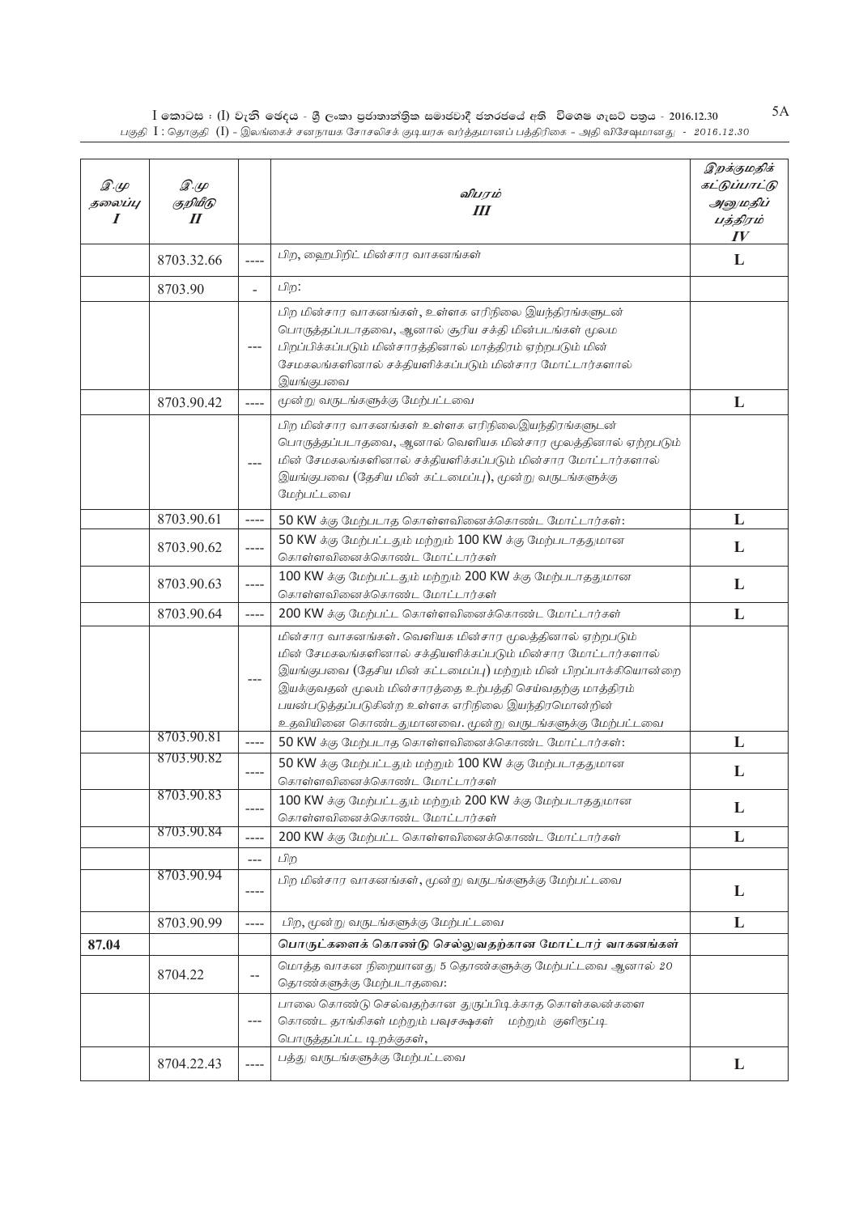| இ.மு தலைப்பு I | இ.மு குறியீடு II | | விபரம் III | இறக்குமதிக் கட்டுப்பாட்டு அனுமதிப் பத்திரம் IV |
|---|---|---|---|---|
| | 8703.32.66 | ---- | பிற, ஹைபிறிட் மின்சார வாகனங்கள் | L |
| | 8703.90 | - | பிற: | |
| | | --- | பிற மின்சார வாகனங்கள், உள்ளக எரிநிலை இயந்திரங்களுடன் பொருத்தப்படாதவை, ஆனால் சூரிய சக்தி மின்படங்கள் மூலம பிறப்பிக்கப்படும் மின்சாரத்தினால் மாத்திரம் ஏற்றபடும் மின் சேமகலங்களினால் சக்தியளிக்கப்படும் மின்சார மோட்டார்களால் இயங்குபவை | |
| | 8703.90.42 | ---- | மூன்று வருடங்களுக்கு மேற்பட்டவை | L |
| | | --- | பிற மின்சார வாகனங்கள் உள்ளக எரிநிலைஇயந்திரங்களுடன் பொருத்தப்படாதவை, ஆனால் வெளியக மின்சார மூலத்தினால் ஏற்றபடும் மின் சேமகலங்களினால் சக்தியளிக்கப்படும் மின்சார மோட்டார்களால் இயங்குபவை (தேசிய மின் கட்டமைப்பு), மூன்று வருடங்களுக்கு மேற்பட்டவை | |
| | 8703.90.61 | ---- | 50 KW க்கு மேற்படாத கொள்ளவினைக்கொண்ட மோட்டார்கள்: | L |
| | 8703.90.62 | ---- | 50 KW க்கு மேற்பட்டதும் மற்றும் 100 KW க்கு மேற்படாததுமான கொள்ளவினைக்கொண்ட மோட்டார்கள் | L |
| | 8703.90.63 | ---- | 100 KW க்கு மேற்பட்டதும் மற்றும் 200 KW க்கு மேற்படாததுமான கொள்ளவினைக்கொண்ட மோட்டார்கள் | L |
| | 8703.90.64 | ---- | 200 KW க்கு மேற்பட்ட கொள்ளவினைக்கொண்ட மோட்டார்கள் | L |
| | | --- | மின்சார வாகனங்கள். வெளியக மின்சார மூலத்தினால் ஏற்றபடும் மின் சேமகலங்களினால் சக்தியளிக்கப்படும் மின்சார மோட்டார்களால் இயங்குபவை (தேசிய மின் கட்டமைப்பு) மற்றும் மின் பிறப்பாக்கியொன்றை இயக்குவதன் மூலம் மின்சாரத்தை உற்பத்தி செய்வதற்கு மாத்திரம் பயன்படுத்தப்படுகின்ற உள்ளக எரிநிலை இயந்திரமொன்றின் உதவியினை கொண்டதுமானவை. மூன்று வருடங்களுக்கு மேற்பட்டவை | |
| | 8703.90.81 | ---- | 50 KW க்கு மேற்படாத கொள்ளவினைக்கொண்ட மோட்டார்கள்: | L |
| | 8703.90.82 | ---- | 50 KW க்கு மேற்பட்டதும் மற்றும் 100 KW க்கு மேற்படாததுமான கொள்ளவினைக்கொண்ட மோட்டார்கள் | L |
| | 8703.90.83 | ---- | 100 KW க்கு மேற்பட்டதும் மற்றும் 200 KW க்கு மேற்படாததுமான கொள்ளவினைக்கொண்ட மோட்டார்கள் | L |
| | 8703.90.84 | ---- | 200 KW க்கு மேற்பட்ட கொள்ளவினைக்கொண்ட மோட்டார்கள் | L |
| | | --- | பிற | |
| | 8703.90.94 | ---- | பிற மின்சார வாகனங்கள், மூன்று வருடங்களுக்கு மேற்பட்டவை | L |
| | 8703.90.99 | ---- | பிற, மூன்று வருடங்களுக்கு மேற்பட்டவை | L |
| **87.04** | | | **பொருட்களைக் கொண்டு செல்லுவதற்கான மோட்டார் வாகனங்கள்** | |
| | 8704.22 | -- | மொத்த வாகன நிறையானது 5 தொண்களுக்கு மேற்பட்டவை ஆனால் 20 தொண்களுக்கு மேற்படாதவை: | |
| | | --- | பாலை கொண்டு செல்வதற்கான துருப்பிடிக்காத கொள்கலன்களை கொண்ட தாங்கிகள் மற்றும் பவுசக்ஷகள் மற்றும் குளிரூட்டி பொருத்தப்பட்ட டிறக்குகள், | |
| | 8704.22.43 | ---- | பத்து வருடங்களுக்கு மேற்பட்டவை | L |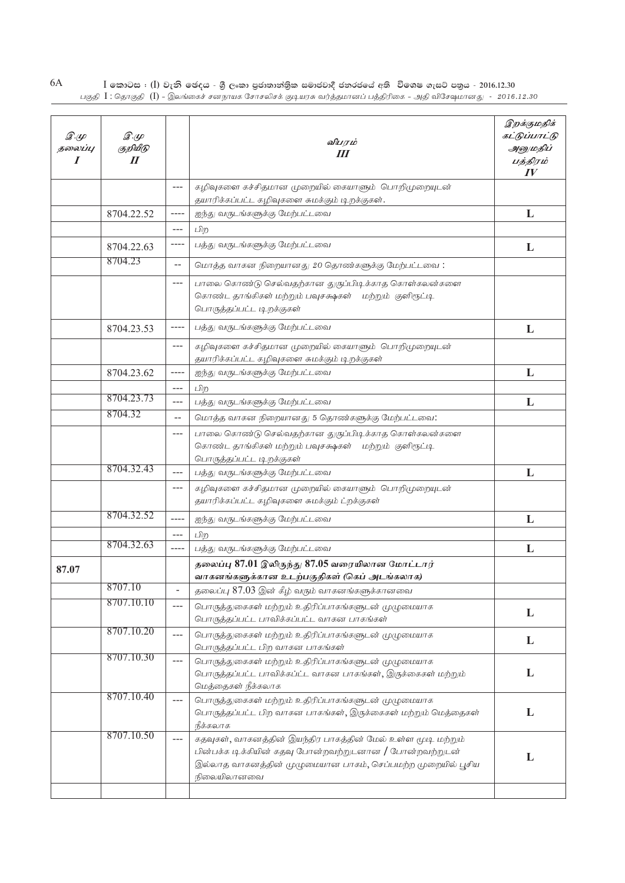| இ.மு தலைப்பு I | இ.மு குறியீடு II | | விபரம் III | இறக்குமதிக் கட்டுப்பாட்டு அனுமதிப் பத்திரம் IV |
|---|---|---|---|---|
| | | --- | கழிவுகளை கச்சிதமான முறையில் கையாளும் பொறிமுறையுடன் தயாரிக்கப்பட்ட கழிவுகளை சுமக்கும் டிறக்குகள். | |
| | 8704.22.52 | ---- | ஐந்து வருடங்களுக்கு மேற்பட்டவை | L |
| | | --- | பிற | |
| | 8704.22.63 | ---- | பத்து வருடங்களுக்கு மேற்பட்டவை | L |
| | 8704.23 | -- | மொத்த வாகன நிறையானது 20 தொண்களுக்கு மேற்பட்டவை : | |
| | | --- | பாலை கொண்டு செல்வதற்கான துருப்பிடிக்காத கொள்கலன்களை கொண்ட தாங்கிகள் மற்றும் பவுசக்ஷகள் மற்றும் குளிரூட்டி பொருத்தப்பட்ட டிறக்குகள் | |
| | 8704.23.53 | ---- | பத்து வருடங்களுக்கு மேற்பட்டவை | L |
| | | --- | கழிவுகளை கச்சிதமான முறையில் கையாளும் பொறிமுறையுடன் தயாரிக்கப்பட்ட கழிவுகளை சுமக்கும் டிறக்குகள் | |
| | 8704.23.62 | ---- | ஐந்து வருடங்களுக்கு மேற்பட்டவை | L |
| | | --- | பிற | |
| | 8704.23.73 | --- | பத்து வருடங்களுக்கு மேற்பட்டவை | L |
| | 8704.32 | -- | மொத்த வாகன நிறையானது 5 தொண்களுக்கு மேற்பட்டவை: | |
| | | --- | பாலை கொண்டு செல்வதற்கான துருப்பிடிக்காத கொள்கலன்களை கொண்ட தாங்கிகள் மற்றும் பவுசக்ஷகள் மற்றும் குளிரூட்டி பொருத்தப்பட்ட டிறக்குகள் | |
| | 8704.32.43 | --- | பத்து வருடங்களுக்கு மேற்பட்டவை | L |
| | | --- | கழிவுகளை கச்சிதமான முறையில் கையாளும் பொறிமுறையுடன் தயாரிக்கப்பட்ட கழிவுகளை சுமக்கும் ட்றக்குகள் | |
| | 8704.32.52 | ---- | ஐந்து வருடங்களுக்கு மேற்பட்டவை | L |
| | | --- | பிற | |
| | 8704.32.63 | ---- | பத்து வருடங்களுக்கு மேற்பட்டவை | L |
| 87.07 | | | **தலைப்பு 87.01 இலிருந்து 87.05 வரையிலான மோட்டார் வாகனங்களுக்கான உடற்பகுதிகள் (கெப் அடங்கலாக)** | |
| | 8707.10 | - | தலைப்பு 87.03 இன் கீழ் வரும் வாகனங்களுக்கானவை | |
| | 8707.10.10 | --- | பொருத்துகைகள் மற்றும் உதிரிப்பாகங்களுடன் முழுமையாக பொருத்தப்பட்ட பாவிக்கப்பட்ட வாகன பாகங்கள் | L |
| | 8707.10.20 | --- | பொருத்துகைகள் மற்றும் உதிரிப்பாகங்களுடன் முழுமையாக பொருத்தப்பட்ட பிற வாகன பாகங்கள் | L |
| | 8707.10.30 | --- | பொருத்துகைகள் மற்றும் உதிரிப்பாகங்களுடன் முழுமையாக பொருத்தப்பட்ட பாவிக்கப்பட்ட வாகன பாகங்கள், இருக்கைகள் மற்றும் மெத்தைகள் நீக்கலாக | L |
| | 8707.10.40 | --- | பொருத்துகைகள் மற்றும் உதிரிப்பாகங்களுடன் முழுமையாக பொருத்தப்பட்ட பிற வாகன பாகங்கள், இருக்கைகள் மற்றும் மெத்தைகள் நீக்கலாக | L |
| | 8707.10.50 | --- | கதவுகள், வாகனத்தின் இயந்திர பாகத்தின் மேல் உள்ள மூடி மற்றும் பின்பக்க டிக்கியின் கதவு போன்றவற்றுடனான / போன்றவற்றுடன் இல்லாத வாகனத்தின் முழுமையான பாகம், செப்பமற்ற முறையில் பூசிய நிலையிலானவை | L |
| | | | | |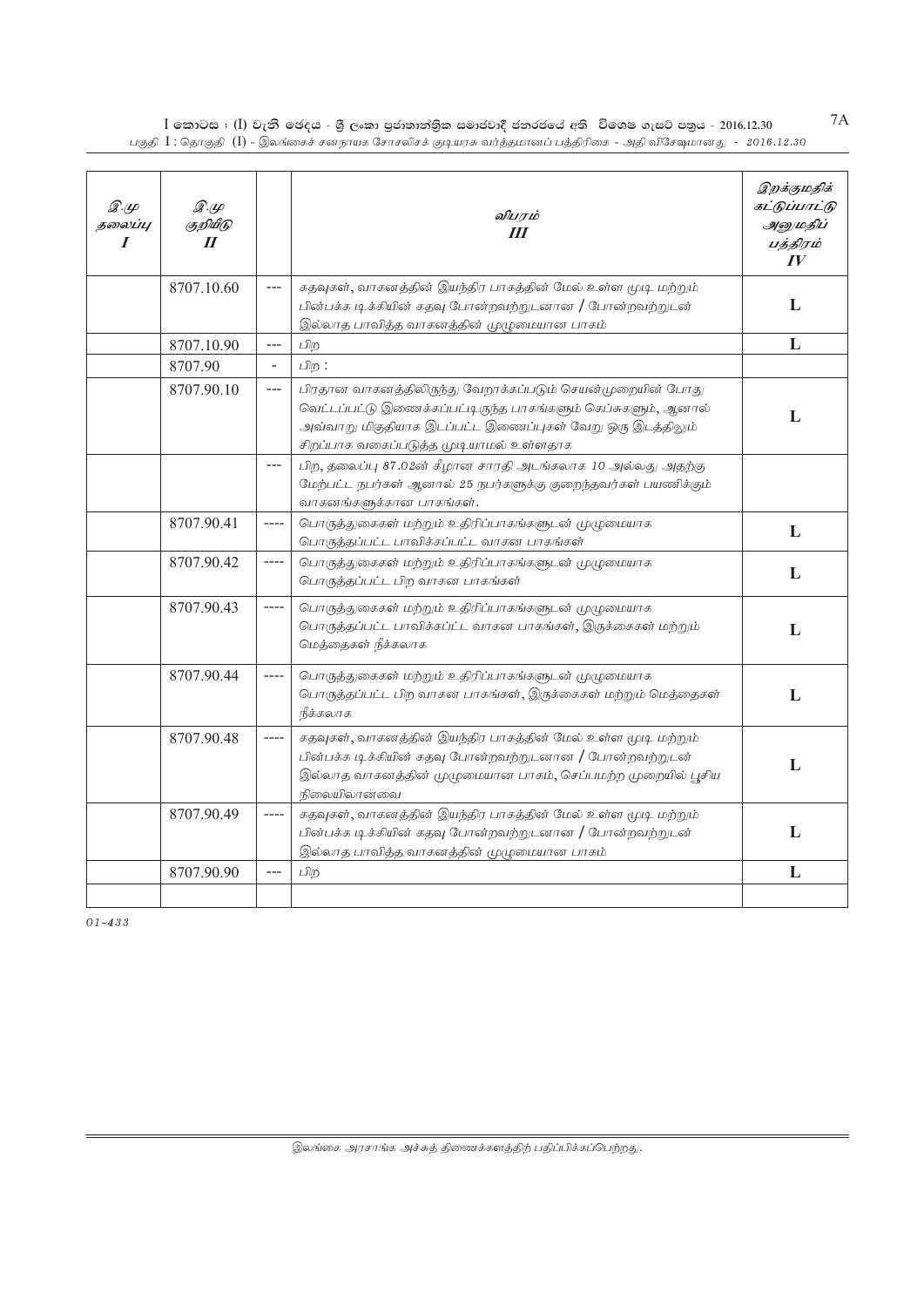| இ.மு தலைப்பு I | இ.மு குறியீடு II | | விபரம் III | இறக்குமதிக் கட்டுப்பாட்டு அனுமதிப் பத்திரம் IV |
|---|---|---|---|---|
| | 8707.10.60 | --- | கதவுகள், வாகனத்தின் இயந்திர பாகத்தின் மேல் உள்ள மூடி மற்றும் பின்பக்க டிக்கியின் கதவு போன்றவற்றுடனான / போன்றவற்றுடன் இல்லாத பாவித்த வாகனத்தின் முழுமையான பாகம் | L |
| | 8707.10.90 | --- | பிற | L |
| | 8707.90 | - | பிற : | |
| | 8707.90.10 | --- | பிரதான வாகனத்திலிருந்து வேறாக்கப்படும் செயன்முறையின் போது வெட்டப்பட்டு இணைக்கப்பட்டிருந்த பாகங்களும் கெப்சுகளும், ஆனால் அவ்வாறு மிகுதியாக இடப்பட்ட இணைப்புகள் வேறு ஒரு இடத்திலும் சிறப்பாக வகைப்படுத்த முடியாமல் உள்ளதாக | L |
| | | --- | பிற, தலைப்பு 87.02ன் கீழான சாரதி அடங்கலாக 10 அல்லது அதற்கு மேற்பட்ட நபர்கள் ஆனால் 25 நபர்களுக்கு குறைந்தவர்கள் பயணிக்கும் வாகனங்களுக்கான பாகங்கள். | |
| | 8707.90.41 | ---- | பொருத்துகைகள் மற்றும் உதிரிப்பாகங்களுடன் முழுமையாக பொருத்தப்பட்ட பாவிக்கப்பட்ட வாகன பாகங்கள் | L |
| | 8707.90.42 | ---- | பொருத்துகைகள் மற்றும் உதிரிப்பாகங்களுடன் முழுமையாக பொருத்தப்பட்ட பிற வாகன பாகங்கள் | L |
| | 8707.90.43 | ---- | பொருத்துகைகள் மற்றும் உதிரிப்பாகங்களுடன் முழுமையாக பொருத்தப்பட்ட பாவிக்கப்பட்ட வாகன பாகங்கள், இருக்கைகள் மற்றும் மெத்தைகள் நீக்கலாக | L |
| | 8707.90.44 | ---- | பொருத்துகைகள் மற்றும் உதிரிப்பாகங்களுடன் முழுமையாக பொருத்தப்பட்ட பிற வாகன பாகங்கள், இருக்கைகள் மற்றும் மெத்தைகள் நீக்கலாக | L |
| | 8707.90.48 | ---- | கதவுகள், வாகனத்தின் இயந்திர பாகத்தின் மேல் உள்ள மூடி மற்றும் பின்பக்க டிக்கியின் கதவு போன்றவற்றுடனான / போன்றவற்றுடன் இல்லாத வாகனத்தின் முழுமையான பாகம், செப்பமற்ற முறையில் பூசிய நிலையிலானவை | L |
| | 8707.90.49 | ---- | கதவுகள், வாகனத்தின் இயந்திர பாகத்தின் மேல் உள்ள மூடி மற்றும் பின்பக்க டிக்கியின் கதவு போன்றவற்றுடனான / போன்றவற்றுடன் இல்லாத பாவித்த வாகனத்தின் முழுமையான பாகம் | L |
| | 8707.90.90 | --- | பிற | L |
| | | | | |

01-433

இலங்கை அரசாங்க அச்சுத் திணைக்களத்திற் பதிப்பிக்கப்பெற்றது.